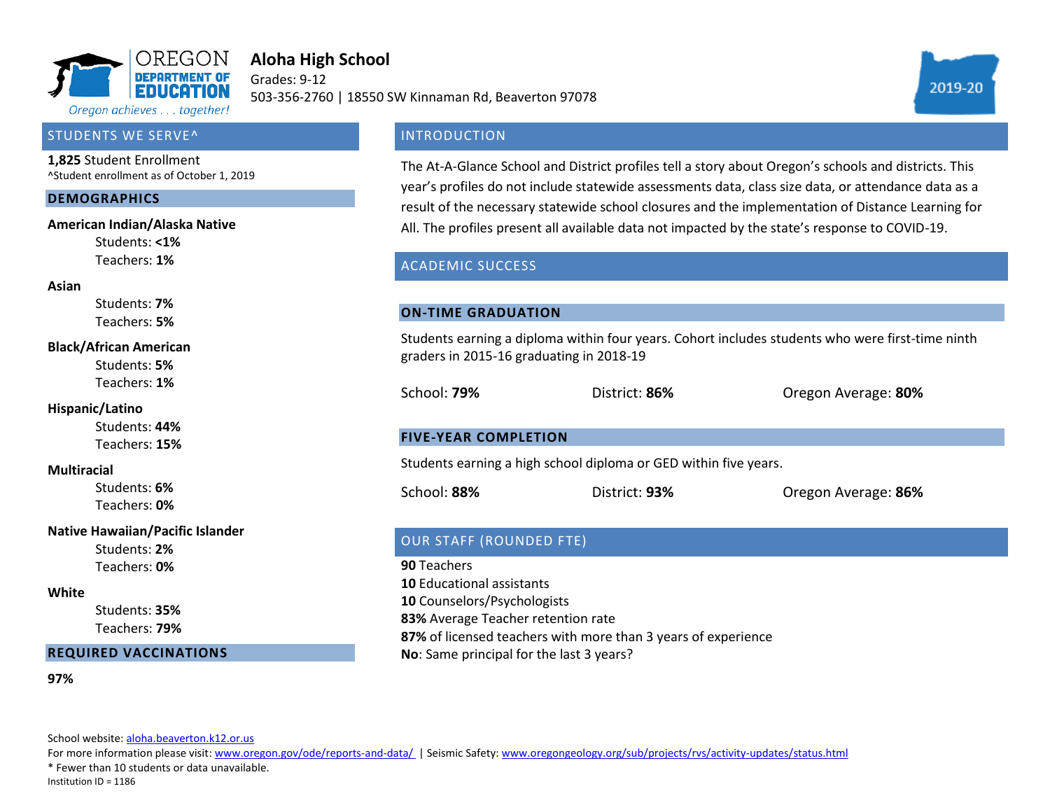OREGON DEPARTMENT OF EDUCATION

*Oregon achieves . . . together!*

# Aloha High School

Grades: 9-12

503-356-2760 | 18550 SW Kinnaman Rd, Beaverton 97078

2019-20

## STUDENTS WE SERVE^

**1,825** Student Enrollment

^Student enrollment as of October 1, 2019

### DEMOGRAPHICS

**American Indian/Alaska Native**
- Students: **<1%**
- Teachers: **1%**

**Asian**
- Students: **7%**
- Teachers: **5%**

**Black/African American**
- Students: **5%**
- Teachers: **1%**

**Hispanic/Latino**
- Students: **44%**
- Teachers: **15%**

**Multiracial**
- Students: **6%**
- Teachers: **0%**

**Native Hawaiian/Pacific Islander**
- Students: **2%**
- Teachers: **0%**

**White**
- Students: **35%**
- Teachers: **79%**

### REQUIRED VACCINATIONS

**97%**

## INTRODUCTION

The At-A-Glance School and District profiles tell a story about Oregon's schools and districts. This year's profiles do not include statewide assessments data, class size data, or attendance data as a result of the necessary statewide school closures and the implementation of Distance Learning for All. The profiles present all available data not impacted by the state's response to COVID-19.

## ACADEMIC SUCCESS

### ON-TIME GRADUATION

Students earning a diploma within four years. Cohort includes students who were first-time ninth graders in 2015-16 graduating in 2018-19

| School: **79%** | District: **86%** | Oregon Average: **80%** |
|---|---|---|

### FIVE-YEAR COMPLETION

Students earning a high school diploma or GED within five years.

| School: **88%** | District: **93%** | Oregon Average: **86%** |
|---|---|---|

## OUR STAFF (ROUNDED FTE)

**90** Teachers
**10** Educational assistants
**10** Counselors/Psychologists
**83%** Average Teacher retention rate
**87%** of licensed teachers with more than 3 years of experience
**No**: Same principal for the last 3 years?

School website: aloha.beaverton.k12.or.us

For more information please visit: www.oregon.gov/ode/reports-and-data/ | Seismic Safety: www.oregongeology.org/sub/projects/rvs/activity-updates/status.html

* Fewer than 10 students or data unavailable.

Institution ID = 1186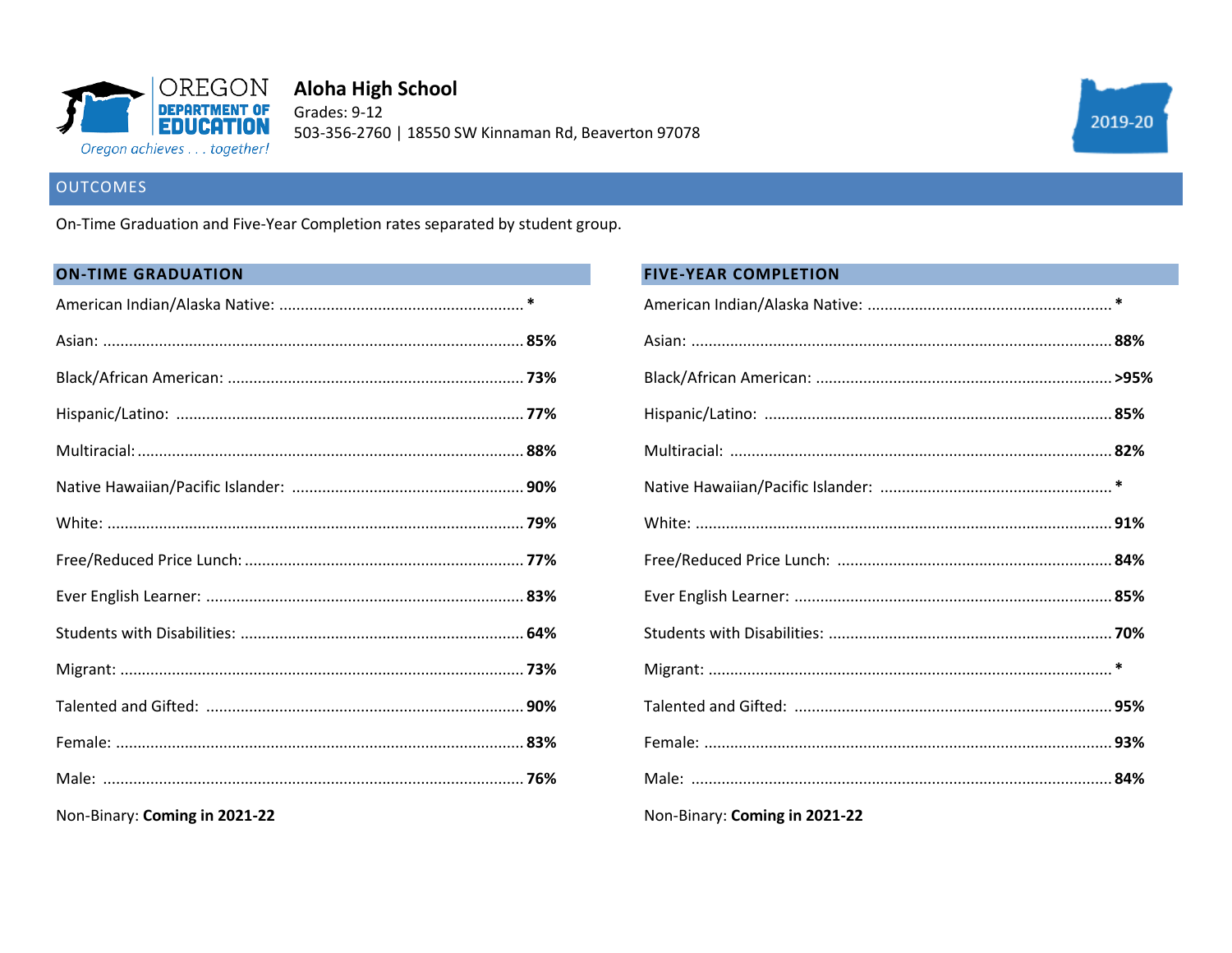# Aloha High School

Grades: 9-12

503-356-2760 | 18550 SW Kinnaman Rd, Beaverton 97078

2019-20

## OUTCOMES

On-Time Graduation and Five-Year Completion rates separated by student group.

### ON-TIME GRADUATION

| | |
|---|---|
| American Indian/Alaska Native: | **\*** |
| Asian: | **85%** |
| Black/African American: | **73%** |
| Hispanic/Latino: | **77%** |
| Multiracial: | **88%** |
| Native Hawaiian/Pacific Islander: | **90%** |
| White: | **79%** |
| Free/Reduced Price Lunch: | **77%** |
| Ever English Learner: | **83%** |
| Students with Disabilities: | **64%** |
| Migrant: | **73%** |
| Talented and Gifted: | **90%** |
| Female: | **83%** |
| Male: | **76%** |
| Non-Binary: | **Coming in 2021-22** |

### FIVE-YEAR COMPLETION

| | |
|---|---|
| American Indian/Alaska Native: | **\*** |
| Asian: | **88%** |
| Black/African American: | **>95%** |
| Hispanic/Latino: | **85%** |
| Multiracial: | **82%** |
| Native Hawaiian/Pacific Islander: | **\*** |
| White: | **91%** |
| Free/Reduced Price Lunch: | **84%** |
| Ever English Learner: | **85%** |
| Students with Disabilities: | **70%** |
| Migrant: | **\*** |
| Talented and Gifted: | **95%** |
| Female: | **93%** |
| Male: | **84%** |
| Non-Binary: | **Coming in 2021-22** |